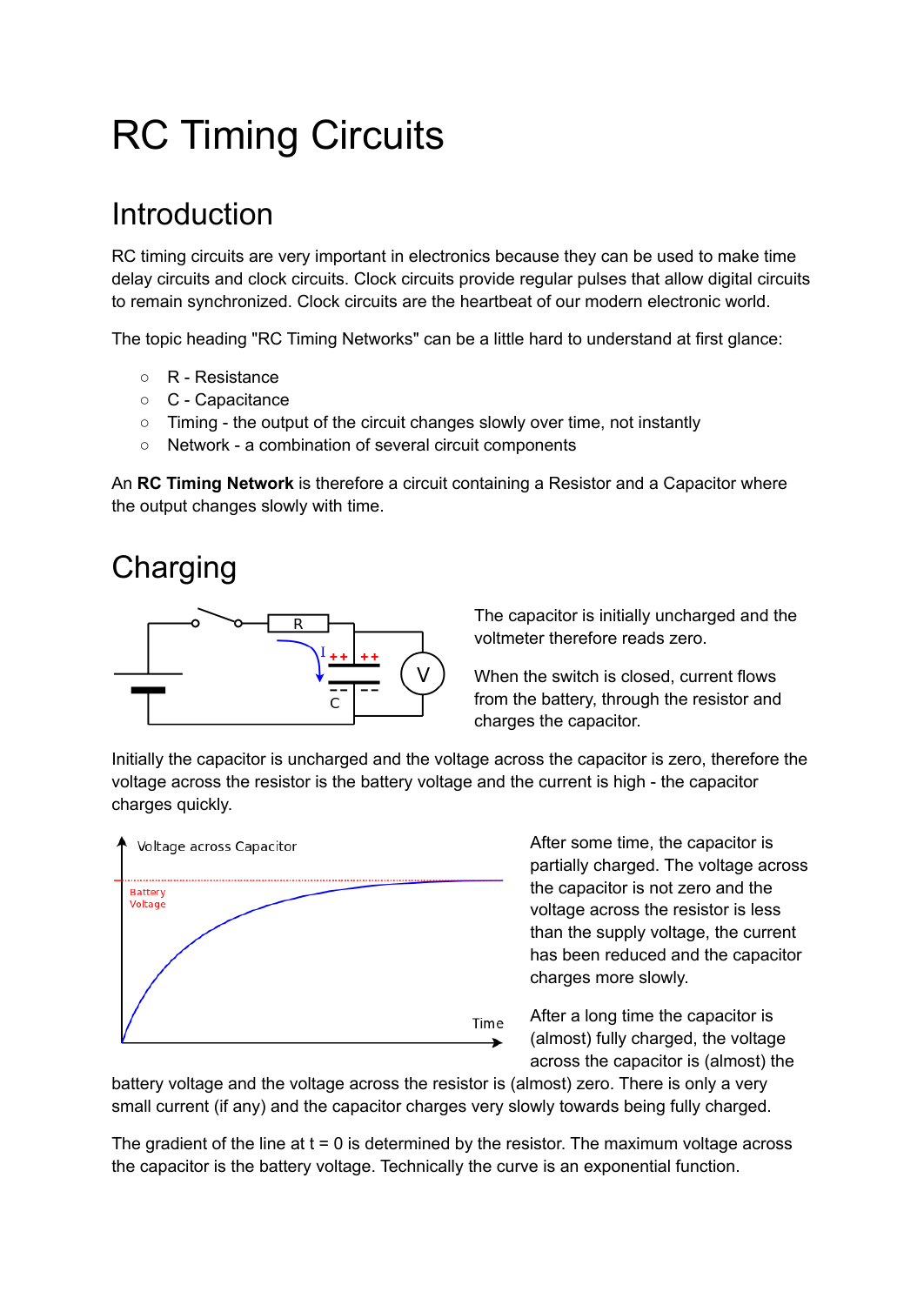# RC Timing Circuits

## Introduction

RC timing circuits are very important in electronics because they can be used to make time delay circuits and clock circuits. Clock circuits provide regular pulses that allow digital circuits to remain synchronized. Clock circuits are the heartbeat of our modern electronic world.

The topic heading "RC Timing Networks" can be a little hard to understand at first glance:

- R - Resistance
- C - Capacitance
- Timing - the output of the circuit changes slowly over time, not instantly
- Network - a combination of several circuit components

An **RC Timing Network** is therefore a circuit containing a Resistor and a Capacitor where the output changes slowly with time.

## Charging

The capacitor is initially uncharged and the voltmeter therefore reads zero.

When the switch is closed, current flows from the battery, through the resistor and charges the capacitor.

Initially the capacitor is uncharged and the voltage across the capacitor is zero, therefore the voltage across the resistor is the battery voltage and the current is high - the capacitor charges quickly.

After some time, the capacitor is partially charged. The voltage across the capacitor is not zero and the voltage across the resistor is less than the supply voltage, the current has been reduced and the capacitor charges more slowly.

After a long time the capacitor is (almost) fully charged, the voltage across the capacitor is (almost) the battery voltage and the voltage across the resistor is (almost) zero. There is only a very small current (if any) and the capacitor charges very slowly towards being fully charged.

The gradient of the line at t = 0 is determined by the resistor. The maximum voltage across the capacitor is the battery voltage. Technically the curve is an exponential function.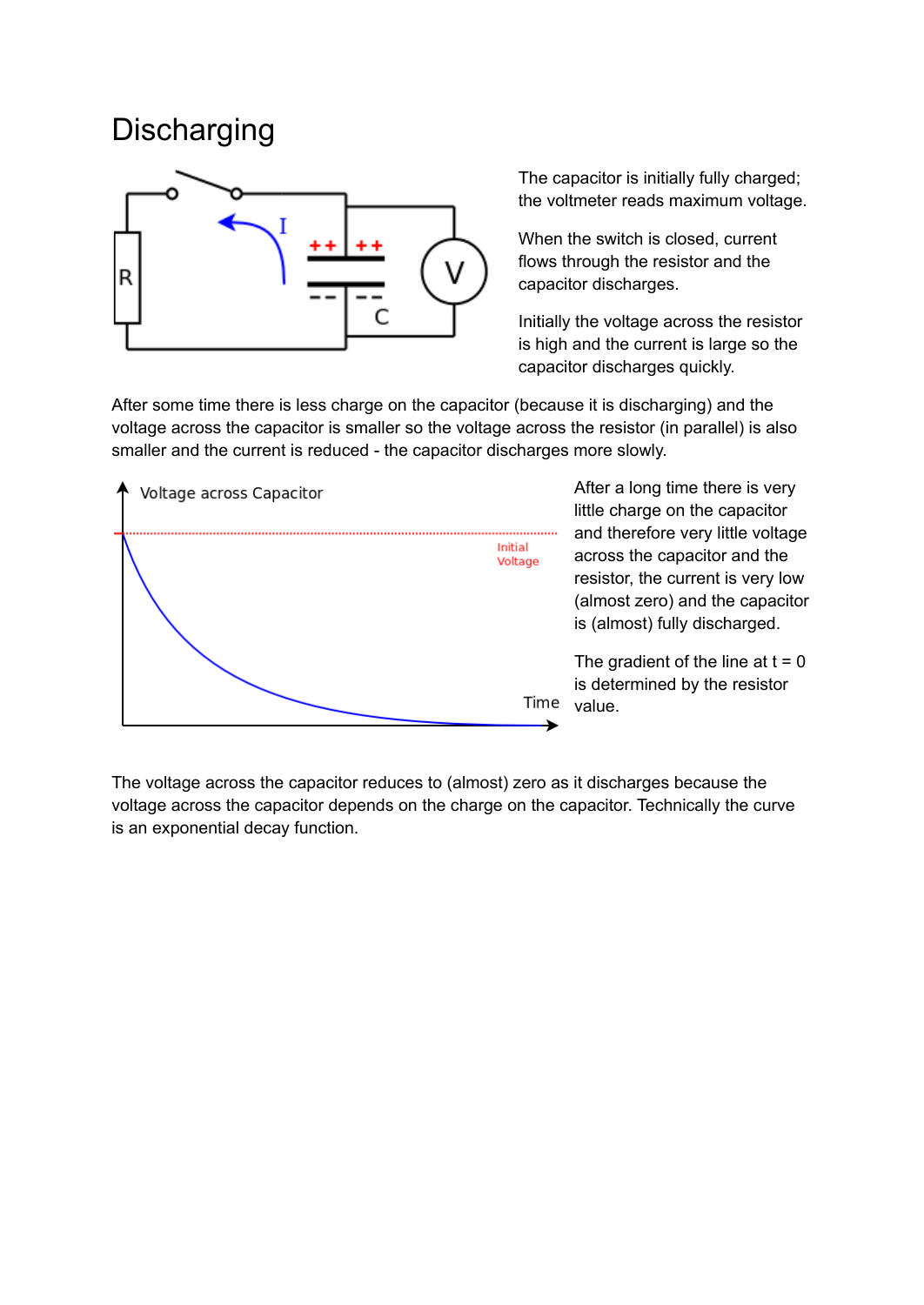# Discharging

The capacitor is initially fully charged; the voltmeter reads maximum voltage.

When the switch is closed, current flows through the resistor and the capacitor discharges.

Initially the voltage across the resistor is high and the current is large so the capacitor discharges quickly.

After some time there is less charge on the capacitor (because it is discharging) and the voltage across the capacitor is smaller so the voltage across the resistor (in parallel) is also smaller and the current is reduced - the capacitor discharges more slowly.

After a long time there is very little charge on the capacitor and therefore very little voltage across the capacitor and the resistor, the current is very low (almost zero) and the capacitor is (almost) fully discharged.

The gradient of the line at t = 0 is determined by the resistor value.

The voltage across the capacitor reduces to (almost) zero as it discharges because the voltage across the capacitor depends on the charge on the capacitor. Technically the curve is an exponential decay function.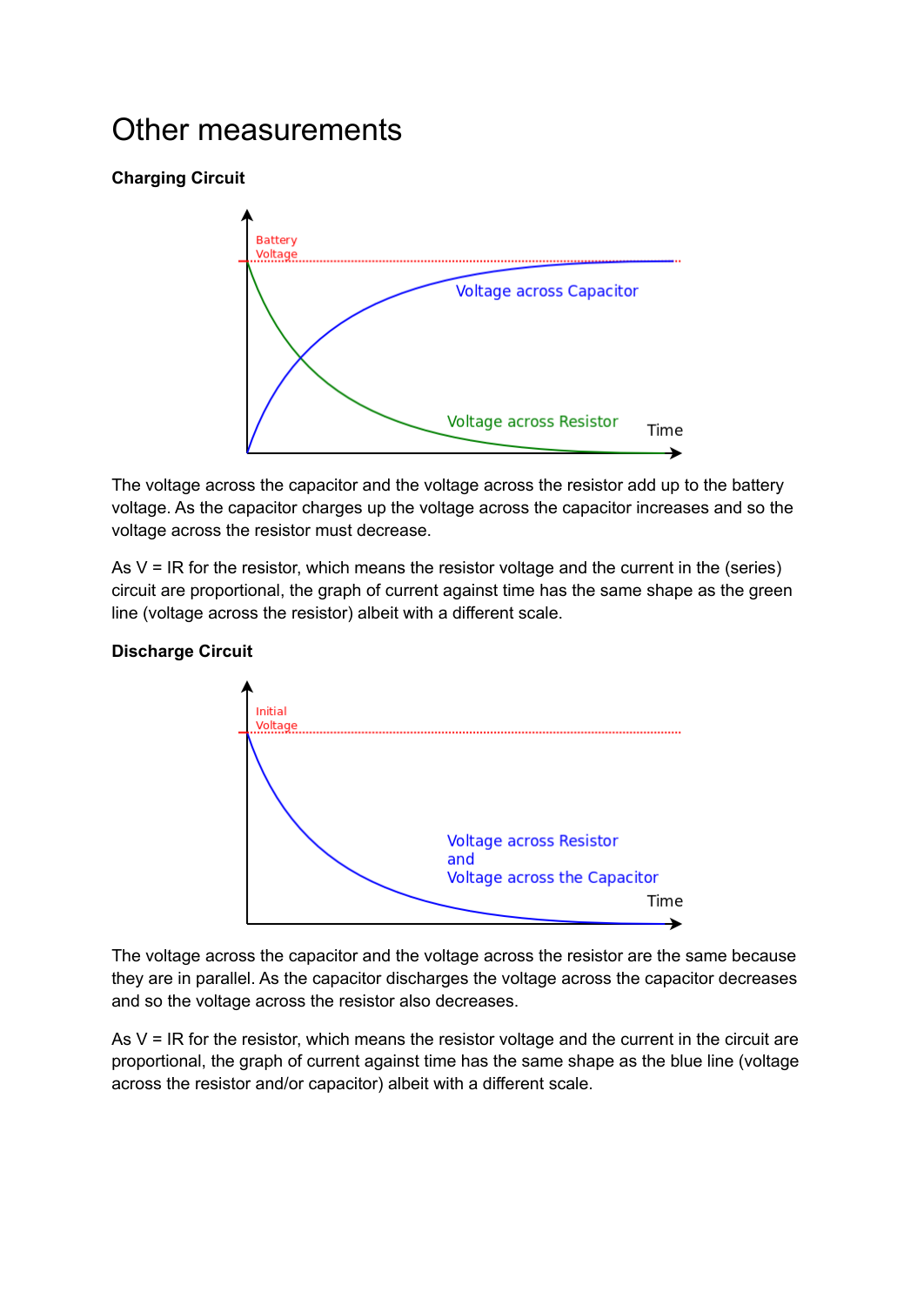# Other measurements

**Charging Circuit**

The voltage across the capacitor and the voltage across the resistor add up to the battery voltage. As the capacitor charges up the voltage across the capacitor increases and so the voltage across the resistor must decrease.

As $V = IR$ for the resistor, which means the resistor voltage and the current in the (series) circuit are proportional, the graph of current against time has the same shape as the green line (voltage across the resistor) albeit with a different scale.

**Discharge Circuit**

The voltage across the capacitor and the voltage across the resistor are the same because they are in parallel. As the capacitor discharges the voltage across the capacitor decreases and so the voltage across the resistor also decreases.

As $V = IR$ for the resistor, which means the resistor voltage and the current in the circuit are proportional, the graph of current against time has the same shape as the blue line (voltage across the resistor and/or capacitor) albeit with a different scale.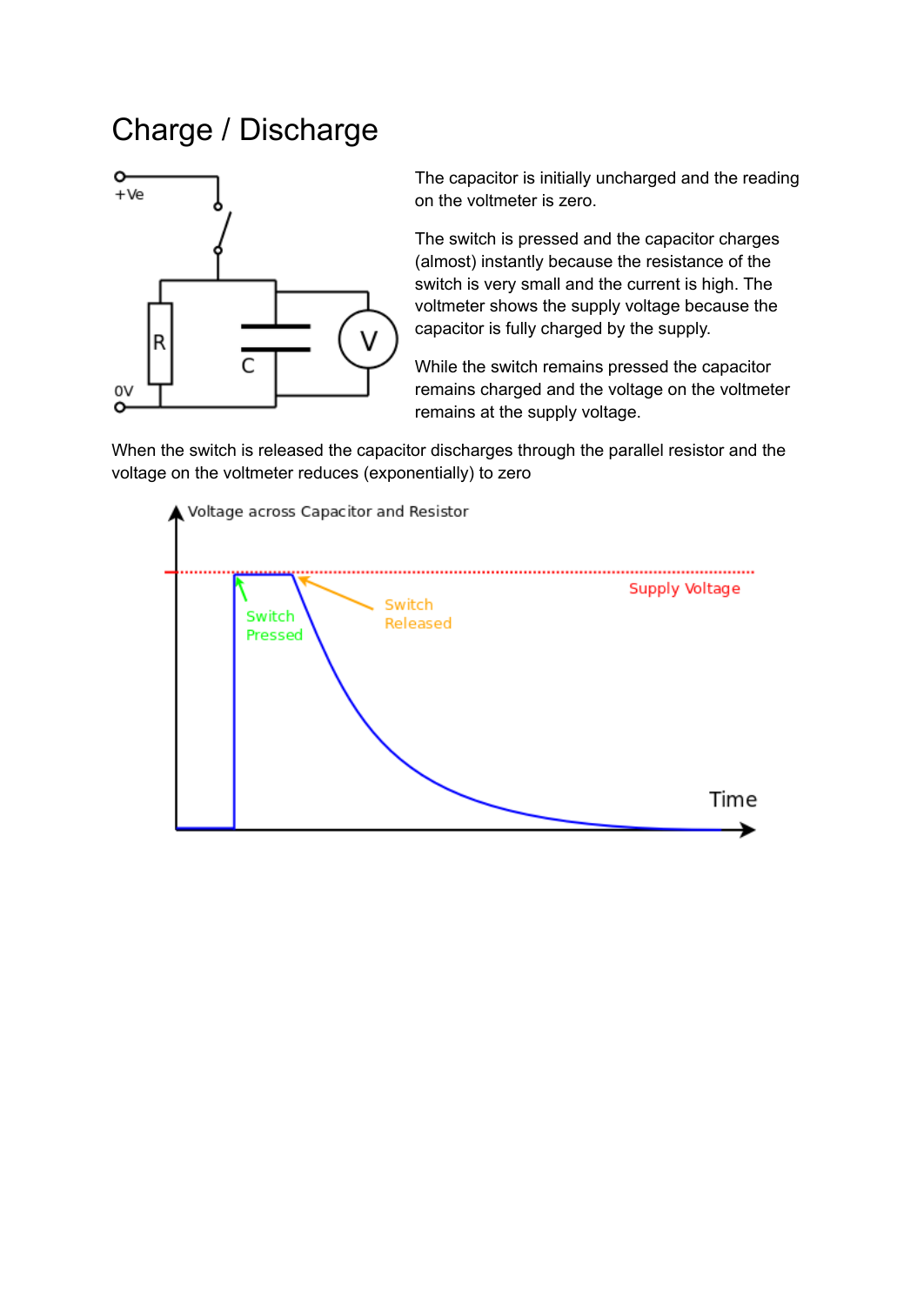# Charge / Discharge

The capacitor is initially uncharged and the reading on the voltmeter is zero.

The switch is pressed and the capacitor charges (almost) instantly because the resistance of the switch is very small and the current is high. The voltmeter shows the supply voltage because the capacitor is fully charged by the supply.

While the switch remains pressed the capacitor remains charged and the voltage on the voltmeter remains at the supply voltage.

When the switch is released the capacitor discharges through the parallel resistor and the voltage on the voltmeter reduces (exponentially) to zero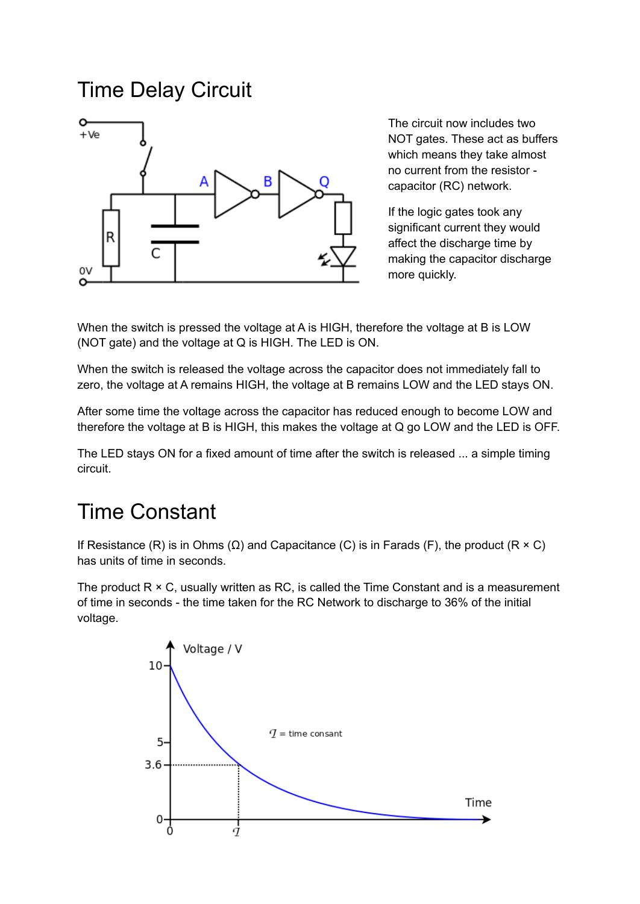# Time Delay Circuit

The circuit now includes two NOT gates. These act as buffers which means they take almost no current from the resistor - capacitor (RC) network.

If the logic gates took any significant current they would affect the discharge time by making the capacitor discharge more quickly.

When the switch is pressed the voltage at A is HIGH, therefore the voltage at B is LOW (NOT gate) and the voltage at Q is HIGH. The LED is ON.

When the switch is released the voltage across the capacitor does not immediately fall to zero, the voltage at A remains HIGH, the voltage at B remains LOW and the LED stays ON.

After some time the voltage across the capacitor has reduced enough to become LOW and therefore the voltage at B is HIGH, this makes the voltage at Q go LOW and the LED is OFF.

The LED stays ON for a fixed amount of time after the switch is released ... a simple timing circuit.

# Time Constant

If Resistance (R) is in Ohms (Ω) and Capacitance (C) is in Farads (F), the product (R × C) has units of time in seconds.

The product R × C, usually written as RC, is called the Time Constant and is a measurement of time in seconds - the time taken for the RC Network to discharge to 36% of the initial voltage.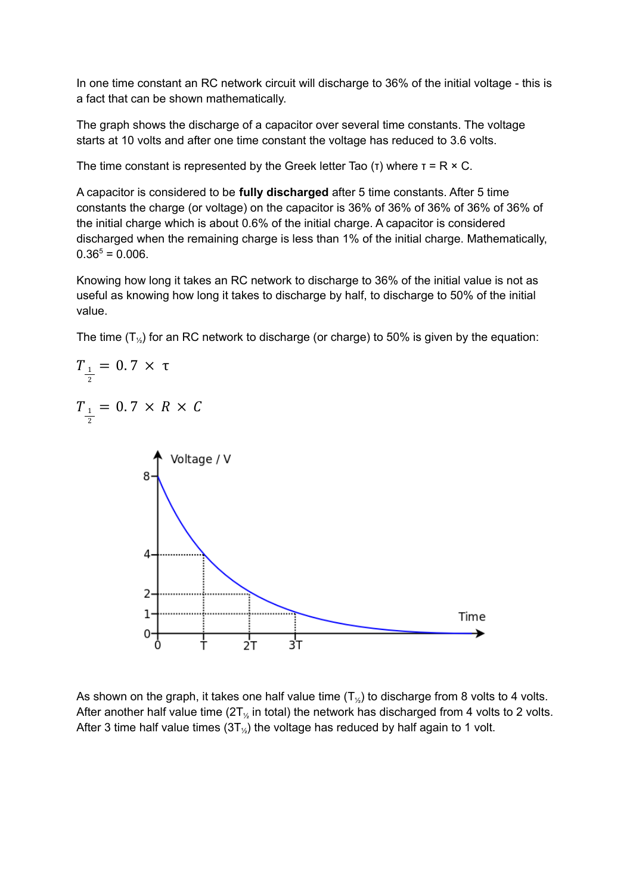In one time constant an RC network circuit will discharge to 36% of the initial voltage - this is a fact that can be shown mathematically.

The graph shows the discharge of a capacitor over several time constants. The voltage starts at 10 volts and after one time constant the voltage has reduced to 3.6 volts.

The time constant is represented by the Greek letter Tao ($\tau$) where $\tau = R \times C$.

A capacitor is considered to be **fully discharged** after 5 time constants. After 5 time constants the charge (or voltage) on the capacitor is 36% of 36% of 36% of 36% of 36% of the initial charge which is about 0.6% of the initial charge. A capacitor is considered discharged when the remaining charge is less than 1% of the initial charge. Mathematically, $0.36^5 = 0.006$.

Knowing how long it takes an RC network to discharge to 36% of the initial value is not as useful as knowing how long it takes to discharge by half, to discharge to 50% of the initial value.

The time ($T_{\frac{1}{2}}$) for an RC network to discharge (or charge) to 50% is given by the equation:

$$T_{\frac{1}{2}} = 0.7 \times \tau$$

$$T_{\frac{1}{2}} = 0.7 \times R \times C$$

As shown on the graph, it takes one half value time ($T_{\frac{1}{2}}$) to discharge from 8 volts to 4 volts. After another half value time ($2T_{\frac{1}{2}}$ in total) the network has discharged from 4 volts to 2 volts. After 3 time half value times ($3T_{\frac{1}{2}}$) the voltage has reduced by half again to 1 volt.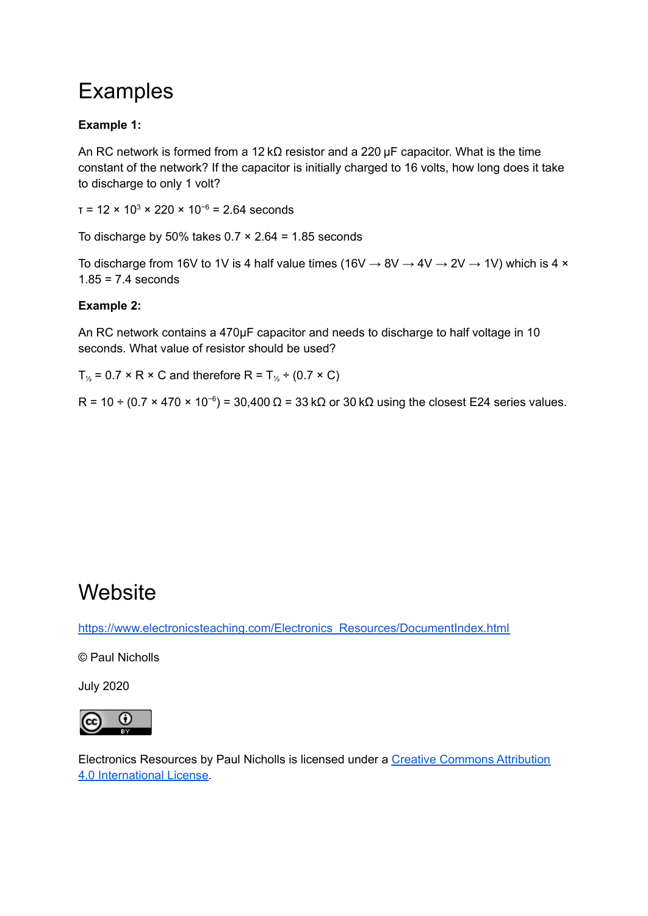# Examples

**Example 1:**

An RC network is formed from a 12 kΩ resistor and a 220 μF capacitor. What is the time constant of the network? If the capacitor is initially charged to 16 volts, how long does it take to discharge to only 1 volt?

$\tau = 12 \times 10^{3} \times 220 \times 10^{-6} = 2.64$ seconds

To discharge by 50% takes $0.7 \times 2.64 = 1.85$ seconds

To discharge from 16V to 1V is 4 half value times (16V → 8V → 4V → 2V → 1V) which is $4 \times 1.85 = 7.4$ seconds

**Example 2:**

An RC network contains a 470μF capacitor and needs to discharge to half voltage in 10 seconds. What value of resistor should be used?

$T_{½} = 0.7 \times R \times C$ and therefore $R = T_{½} \div (0.7 \times C)$

$R = 10 \div (0.7 \times 470 \times 10^{-6}) = 30{,}400\ \Omega$ = 33 kΩ or 30 kΩ using the closest E24 series values.

# Website

https://www.electronicsteaching.com/Electronics_Resources/DocumentIndex.html

© Paul Nicholls

July 2020

Electronics Resources by Paul Nicholls is licensed under a Creative Commons Attribution 4.0 International License.